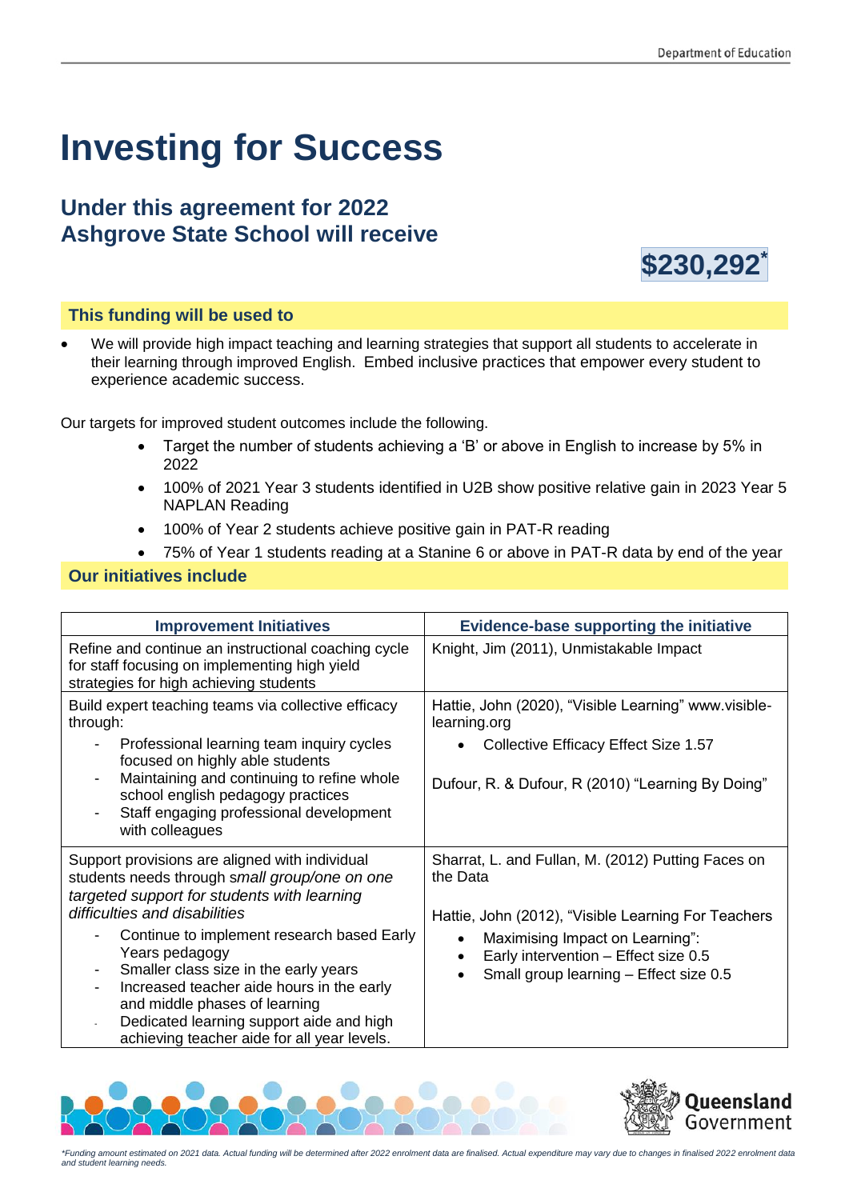# Investing for Success

## Under this agreement for 2022 Ashgrove State School will receive

**$230,292***

### This funding will be used to

- We will provide high impact teaching and learning strategies that support all students to accelerate in their learning through improved English. Embed inclusive practices that empower every student to experience academic success.

Our targets for improved student outcomes include the following.

- Target the number of students achieving a 'B' or above in English to increase by 5% in 2022
- 100% of 2021 Year 3 students identified in U2B show positive relative gain in 2023 Year 5 NAPLAN Reading
- 100% of Year 2 students achieve positive gain in PAT-R reading
- 75% of Year 1 students reading at a Stanine 6 or above in PAT-R data by end of the year

### Our initiatives include

| Improvement Initiatives | Evidence-base supporting the initiative |
|---|---|
| Refine and continue an instructional coaching cycle for staff focusing on implementing high yield strategies for high achieving students | Knight, Jim (2011), Unmistakable Impact |
| Build expert teaching teams via collective efficacy through:<br>- Professional learning team inquiry cycles focused on highly able students<br>- Maintaining and continuing to refine whole school english pedagogy practices<br>- Staff engaging professional development with colleagues | Hattie, John (2020), "Visible Learning" www.visible-learning.org<br>• Collective Efficacy Effect Size 1.57<br><br>Dufour, R. & Dufour, R (2010) "Learning By Doing" |
| Support provisions are aligned with individual students needs through *small group/one on one targeted support for students with learning difficulties and disabilities*<br>- Continue to implement research based Early Years pedagogy<br>- Smaller class size in the early years<br>- Increased teacher aide hours in the early and middle phases of learning<br>- Dedicated learning support aide and high achieving teacher aide for all year levels. | Sharrat, L. and Fullan, M. (2012) Putting Faces on the Data<br><br>Hattie, John (2012), "Visible Learning For Teachers<br>• Maximising Impact on Learning":<br>• Early intervention – Effect size 0.5<br>• Small group learning – Effect size 0.5 |

*Funding amount estimated on 2021 data. Actual funding will be determined after 2022 enrolment data are finalised. Actual expenditure may vary due to changes in finalised 2022 enrolment data and student learning needs.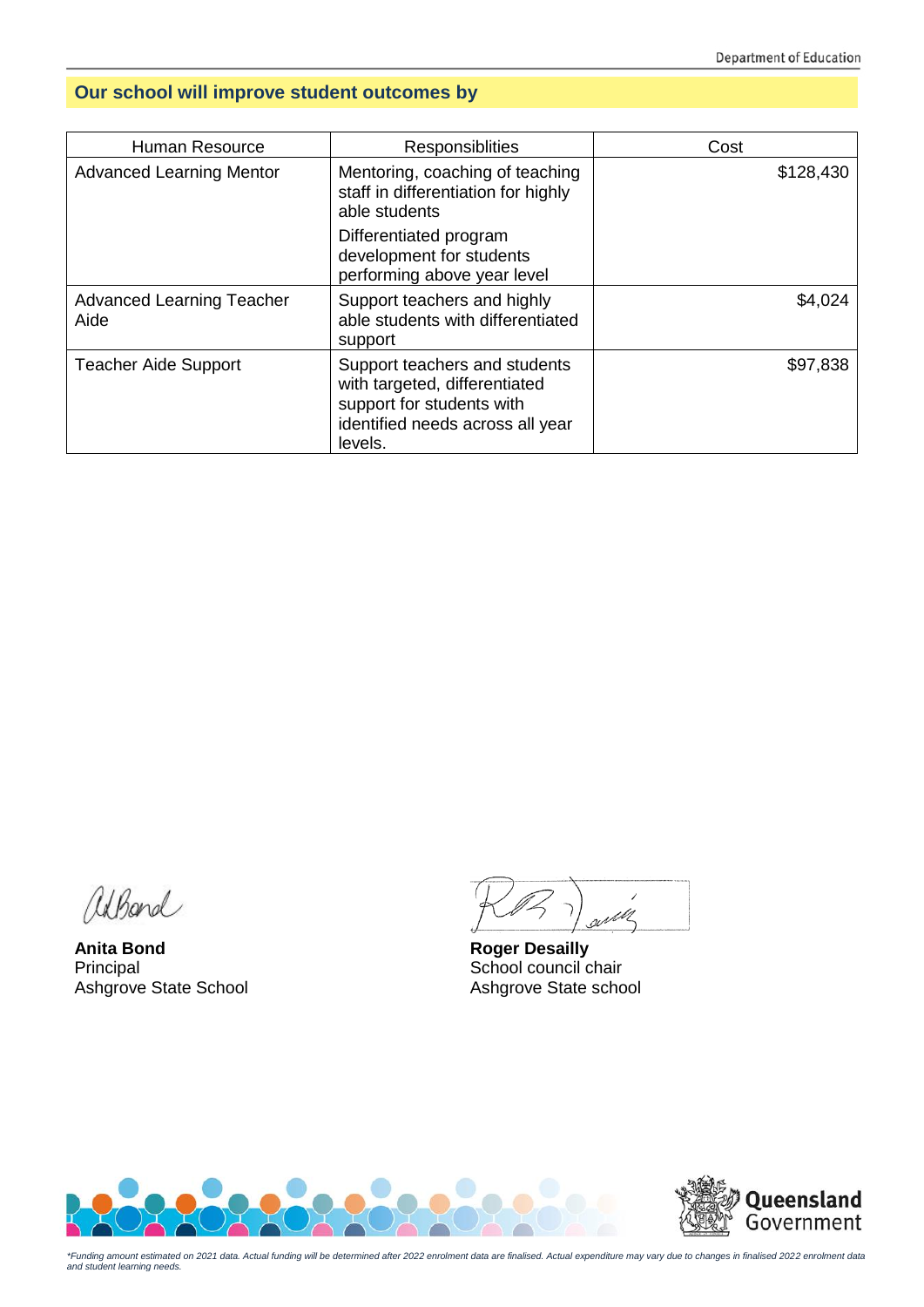## Our school will improve student outcomes by

| Human Resource | Responsiblities | Cost |
|---|---|---|
| Advanced Learning Mentor | Mentoring, coaching of teaching staff in differentiation for highly able students<br>Differentiated program development for students performing above year level | $128,430 |
| Advanced Learning Teacher Aide | Support teachers and highly able students with differentiated support | $4,024 |
| Teacher Aide Support | Support teachers and students with targeted, differentiated support for students with identified needs across all year levels. | $97,838 |

**Anita Bond**
Principal
Ashgrove State School

**Roger Desailly**
School council chair
Ashgrove State school

*\*Funding amount estimated on 2021 data. Actual funding will be determined after 2022 enrolment data are finalised. Actual expenditure may vary due to changes in finalised 2022 enrolment data and student learning needs.*